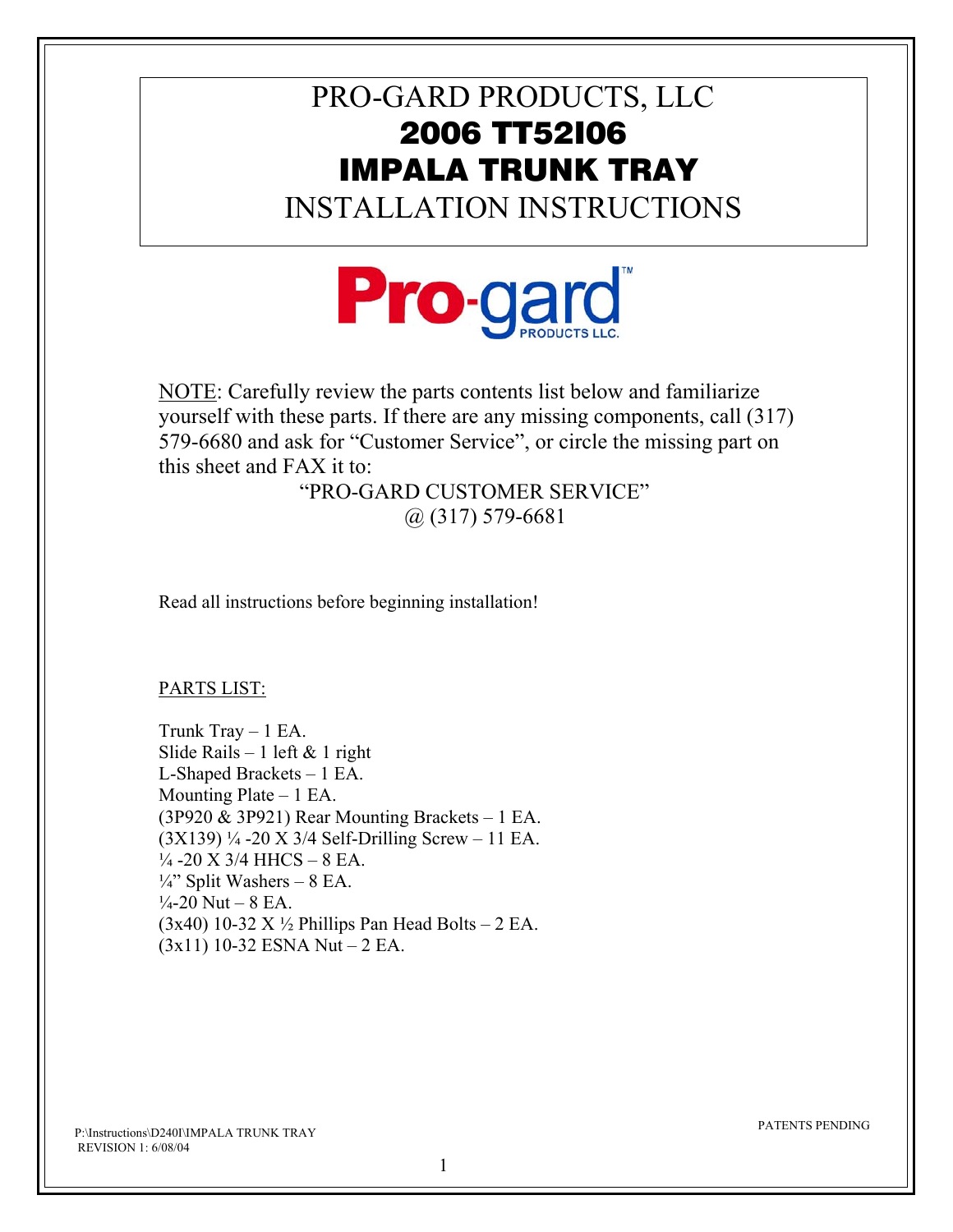# PRO-GARD PRODUCTS, LLC

# 2006 TT52I06
# IMPALA TRUNK TRAY

## INSTALLATION INSTRUCTIONS

Pro-gard PRODUCTS LLC.

NOTE: Carefully review the parts contents list below and familiarize yourself with these parts. If there are any missing components, call (317) 579-6680 and ask for "Customer Service", or circle the missing part on this sheet and FAX it to:

"PRO-GARD CUSTOMER SERVICE"
@ (317) 579-6681

Read all instructions before beginning installation!

PARTS LIST:

Trunk Tray – 1 EA.
Slide Rails – 1 left & 1 right
L-Shaped Brackets – 1 EA.
Mounting Plate – 1 EA.
(3P920 & 3P921) Rear Mounting Brackets – 1 EA.
(3X139) ¼ -20 X 3/4 Self-Drilling Screw – 11 EA.
¼ -20 X 3/4 HHCS – 8 EA.
¼" Split Washers – 8 EA.
¼-20 Nut – 8 EA.
(3x40) 10-32 X ½ Phillips Pan Head Bolts – 2 EA.
(3x11) 10-32 ESNA Nut – 2 EA.

P:\Instructions\D240I\IMPALA TRUNK TRAY
REVISION 1: 6/08/04

PATENTS PENDING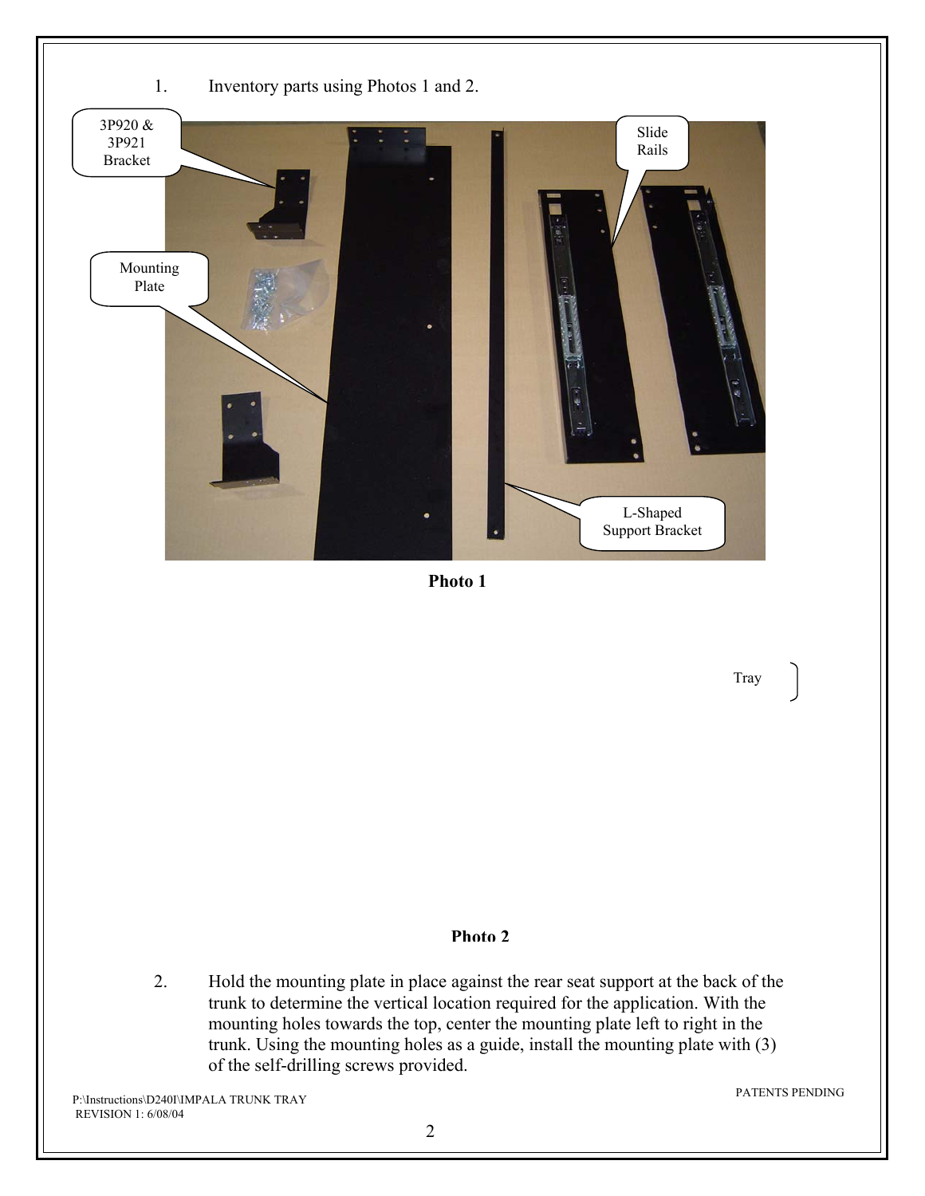1. Inventory parts using Photos 1 and 2.

3P920 & 3P921 Bracket

Slide Rails

Mounting Plate

L-Shaped Support Bracket

**Photo 1**

Tray

**Photo 2**

2. Hold the mounting plate in place against the rear seat support at the back of the trunk to determine the vertical location required for the application. With the mounting holes towards the top, center the mounting plate left to right in the trunk. Using the mounting holes as a guide, install the mounting plate with (3) of the self-drilling screws provided.

PATENTS PENDING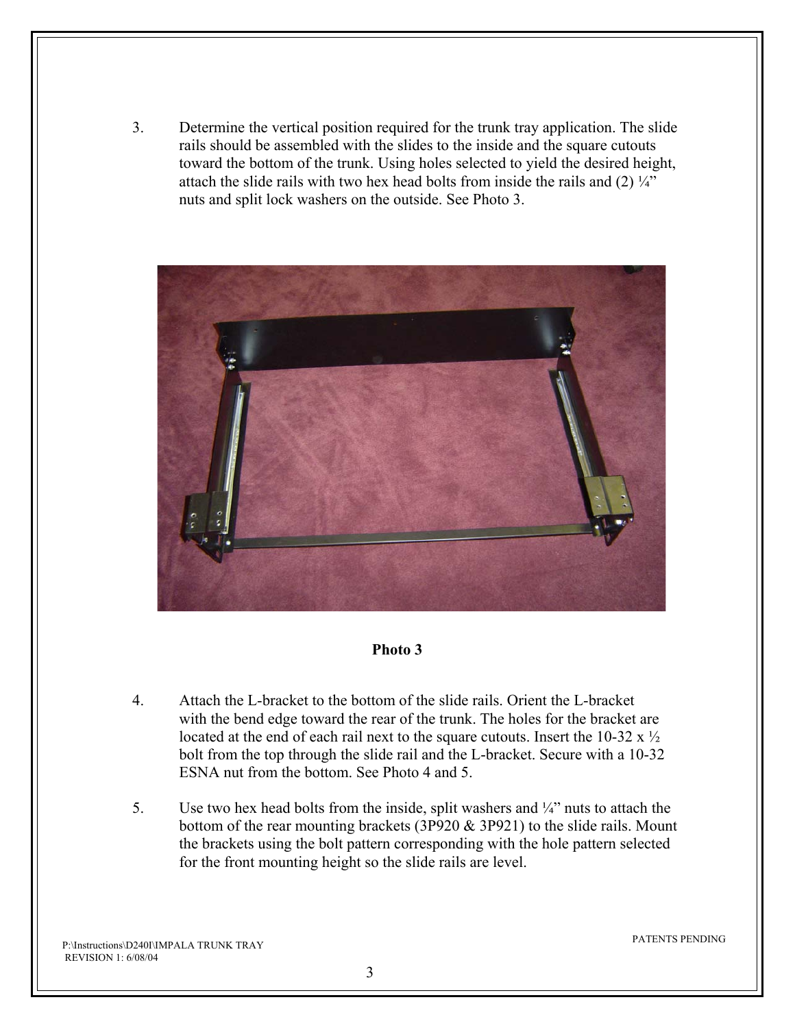3. Determine the vertical position required for the trunk tray application. The slide rails should be assembled with the slides to the inside and the square cutouts toward the bottom of the trunk. Using holes selected to yield the desired height, attach the slide rails with two hex head bolts from inside the rails and (2) ¼” nuts and split lock washers on the outside. See Photo 3.

**Photo 3**

4. Attach the L-bracket to the bottom of the slide rails. Orient the L-bracket with the bend edge toward the rear of the trunk. The holes for the bracket are located at the end of each rail next to the square cutouts. Insert the 10-32 x ½ bolt from the top through the slide rail and the L-bracket. Secure with a 10-32 ESNA nut from the bottom. See Photo 4 and 5.

5. Use two hex head bolts from the inside, split washers and ¼” nuts to attach the bottom of the rear mounting brackets (3P920 & 3P921) to the slide rails. Mount the brackets using the bolt pattern corresponding with the hole pattern selected for the front mounting height so the slide rails are level.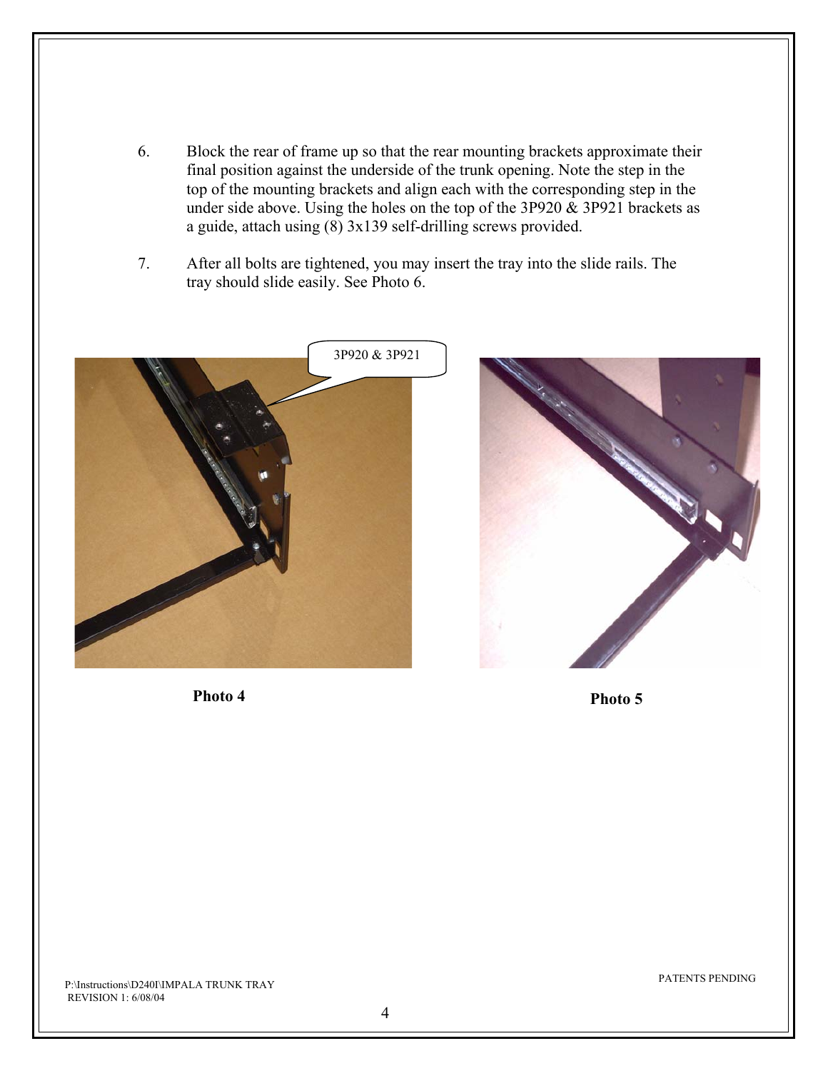6. Block the rear of frame up so that the rear mounting brackets approximate their final position against the underside of the trunk opening. Note the step in the top of the mounting brackets and align each with the corresponding step in the under side above. Using the holes on the top of the 3P920 & 3P921 brackets as a guide, attach using (8) 3x139 self-drilling screws provided.

7. After all bolts are tightened, you may insert the tray into the slide rails. The tray should slide easily. See Photo 6.

**Photo 4**

**Photo 5**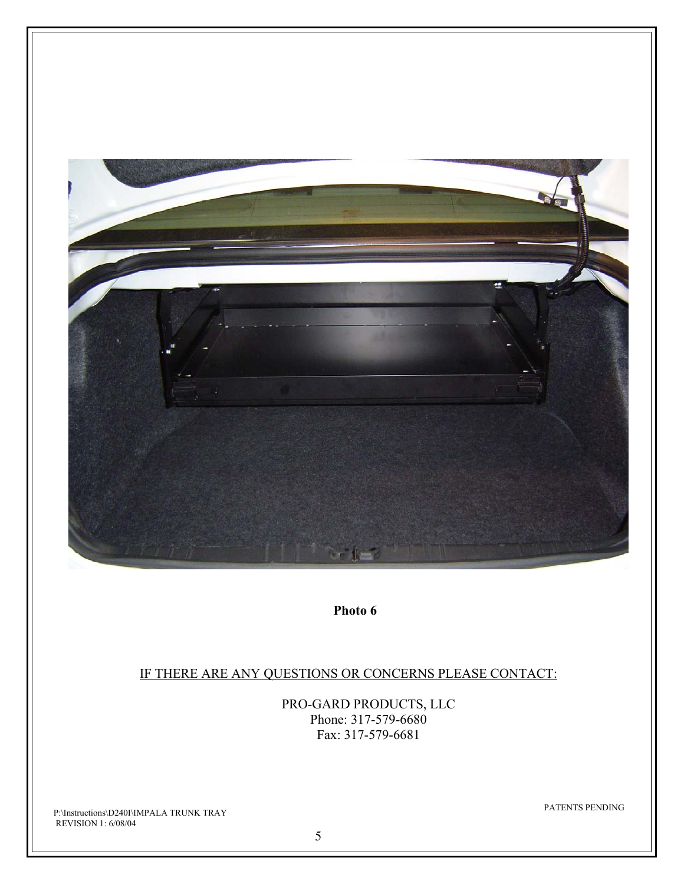**Photo 6**

IF THERE ARE ANY QUESTIONS OR CONCERNS PLEASE CONTACT:

PRO-GARD PRODUCTS, LLC
Phone: 317-579-6680
Fax: 317-579-6681

P:\Instructions\D240I\IMPALA TRUNK TRAY
REVISION 1: 6/08/04

PATENTS PENDING